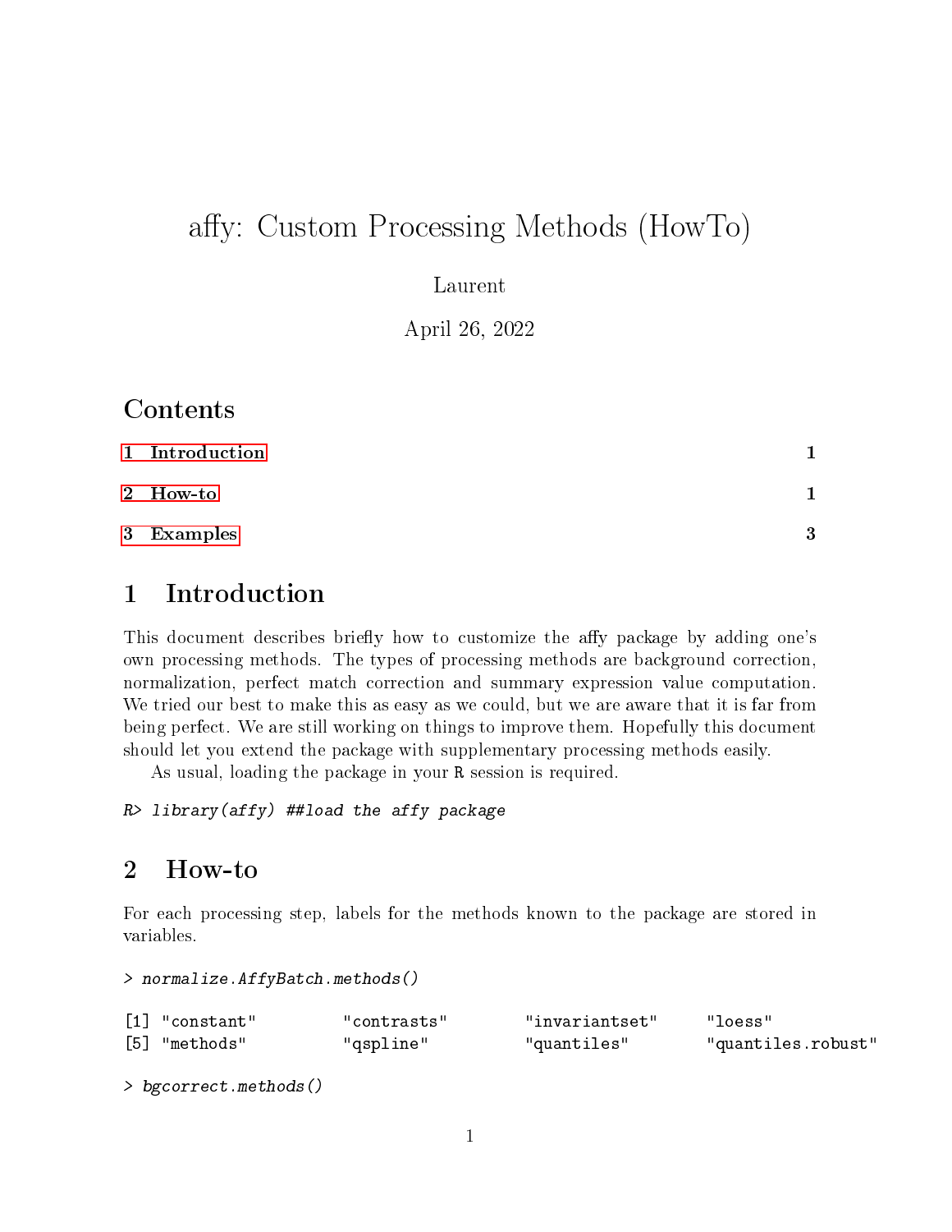# affy: Custom Processing Methods (HowTo)

Laurent

April 26, 2022

## Contents

1 Introduction 1

2 How-to 1

3 Examples 3

## 1 Introduction

This document describes briefly how to customize the affy package by adding one's own processing methods. The types of processing methods are background correction, normalization, perfect match correction and summary expression value computation. We tried our best to make this as easy as we could, but we are aware that it is far from being perfect. We are still working on things to improve them. Hopefully this document should let you extend the package with supplementary processing methods easily.

As usual, loading the package in your R session is required.

```
R> library(affy) ##load the affy package
```

## 2 How-to

For each processing step, labels for the methods known to the package are stored in variables.

```
> normalize.AffyBatch.methods()

[1] "constant"         "contrasts"        "invariantset"     "loess"
[5] "methods"          "qspline"          "quantiles"        "quantiles.robust"

> bgcorrect.methods()
```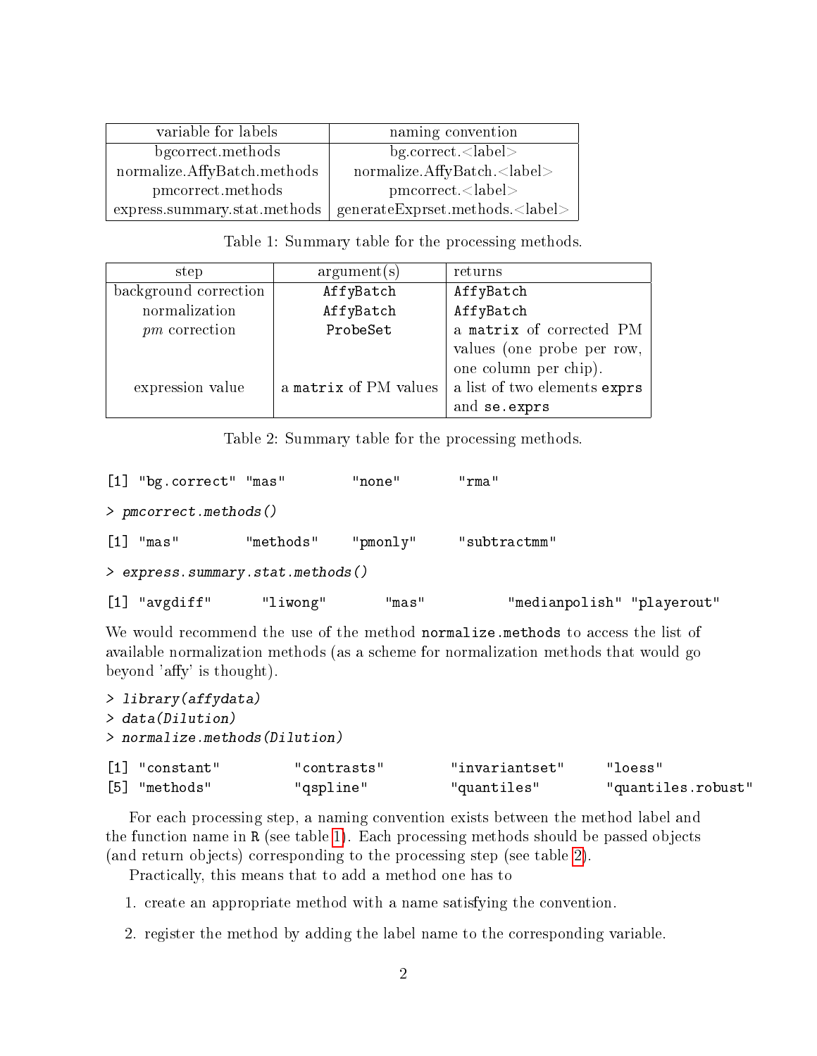| variable for labels | naming convention |
| --- | --- |
| bgcorrect.methods | bg.correct.<label> |
| normalize.AffyBatch.methods | normalize.AffyBatch.<label> |
| pmcorrect.methods | pmcorrect.<label> |
| express.summary.stat.methods | generateExprset.methods.<label> |

Table 1: Summary table for the processing methods.

| step | argument(s) | returns |
| --- | --- | --- |
| background correction | `AffyBatch` | `AffyBatch` |
| normalization | `AffyBatch` | `AffyBatch` |
| *pm* correction | `ProbeSet` | a `matrix` of corrected PM values (one probe per row, one column per chip). |
| expression value | a `matrix` of PM values | a list of two elements `exprs` and `se.exprs` |

Table 2: Summary table for the processing methods.

```
[1] "bg.correct" "mas"        "none"       "rma"

> pmcorrect.methods()

[1] "mas"        "methods"    "pmonly"     "subtractmm"

> express.summary.stat.methods()

[1] "avgdiff"      "liwong"       "mas"          "medianpolish" "playerout"
```

We would recommend the use of the method `normalize.methods` to access the list of available normalization methods (as a scheme for normalization methods that would go beyond 'affy' is thought).

```
> library(affydata)
> data(Dilution)
> normalize.methods(Dilution)

[1] "constant"         "contrasts"        "invariantset"     "loess"
[5] "methods"          "qspline"          "quantiles"        "quantiles.robust"
```

For each processing step, a naming convention exists between the method label and the function name in R (see table 1). Each processing methods should be passed objects (and return objects) corresponding to the processing step (see table 2).

Practically, this means that to add a method one has to

1. create an appropriate method with a name satisfying the convention.
2. register the method by adding the label name to the corresponding variable.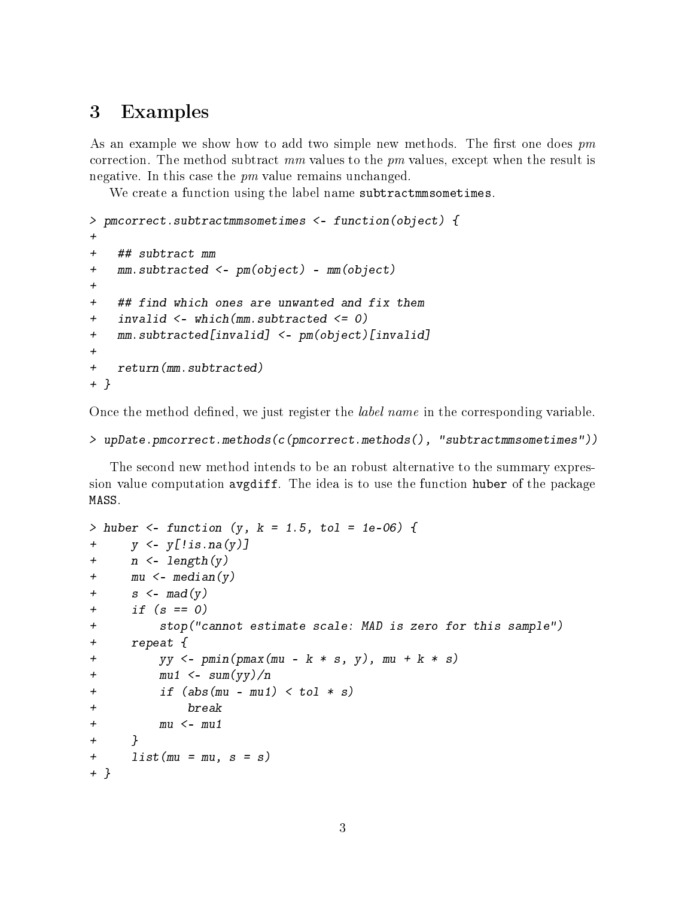# 3 Examples

As an example we show how to add two simple new methods. The first one does *pm* correction. The method subtract *mm* values to the *pm* values, except when the result is negative. In this case the *pm* value remains unchanged.

We create a function using the label name `subtractmmsometimes`.

```
> pmcorrect.subtractmmsometimes <- function(object) {
+
+   ## subtract mm
+   mm.subtracted <- pm(object) - mm(object)
+
+   ## find which ones are unwanted and fix them
+   invalid <- which(mm.subtracted <= 0)
+   mm.subtracted[invalid] <- pm(object)[invalid]
+
+   return(mm.subtracted)
+ }
```

Once the method defined, we just register the *label name* in the corresponding variable.

```
> upDate.pmcorrect.methods(c(pmcorrect.methods(), "subtractmmsometimes"))
```

The second new method intends to be an robust alternative to the summary expression value computation `avgdiff`. The idea is to use the function `huber` of the package `MASS`.

```
> huber <- function (y, k = 1.5, tol = 1e-06) {
+     y <- y[!is.na(y)]
+     n <- length(y)
+     mu <- median(y)
+     s <- mad(y)
+     if (s == 0)
+         stop("cannot estimate scale: MAD is zero for this sample")
+     repeat {
+         yy <- pmin(pmax(mu - k * s, y), mu + k * s)
+         mu1 <- sum(yy)/n
+         if (abs(mu - mu1) < tol * s)
+             break
+         mu <- mu1
+     }
+     list(mu = mu, s = s)
+ }
```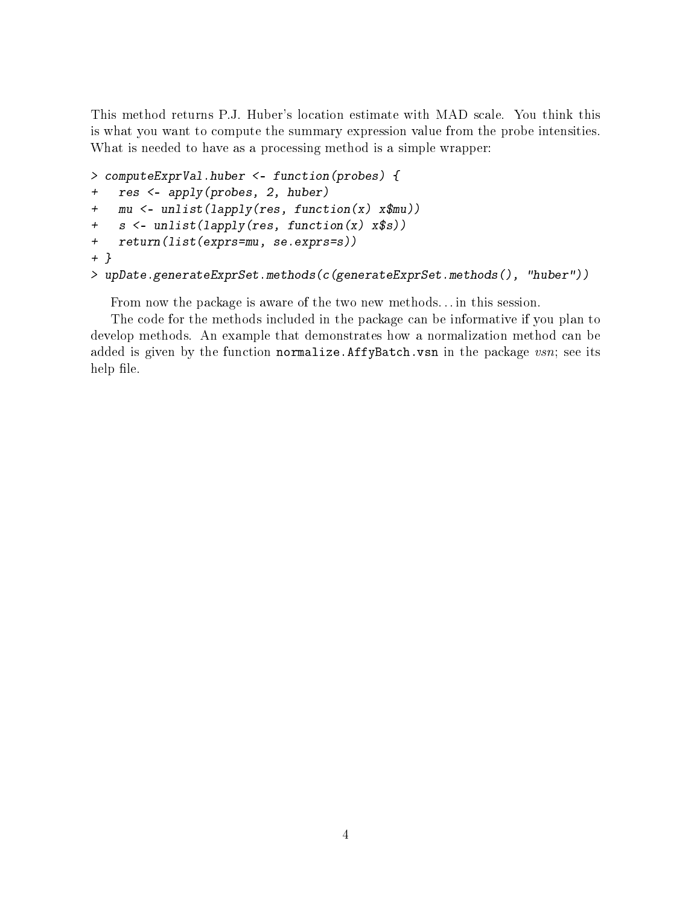This method returns P.J. Huber's location estimate with MAD scale. You think this is what you want to compute the summary expression value from the probe intensities. What is needed to have as a processing method is a simple wrapper:

```
> computeExprVal.huber <- function(probes) {
+   res <- apply(probes, 2, huber)
+   mu <- unlist(lapply(res, function(x) x$mu))
+   s <- unlist(lapply(res, function(x) x$s))
+   return(list(exprs=mu, se.exprs=s))
+ }
> upDate.generateExprSet.methods(c(generateExprSet.methods(), "huber"))
```

From now the package is aware of the two new methods... in this session.

The code for the methods included in the package can be informative if you plan to develop methods. An example that demonstrates how a normalization method can be added is given by the function `normalize.AffyBatch.vsn` in the package *vsn*; see its help file.